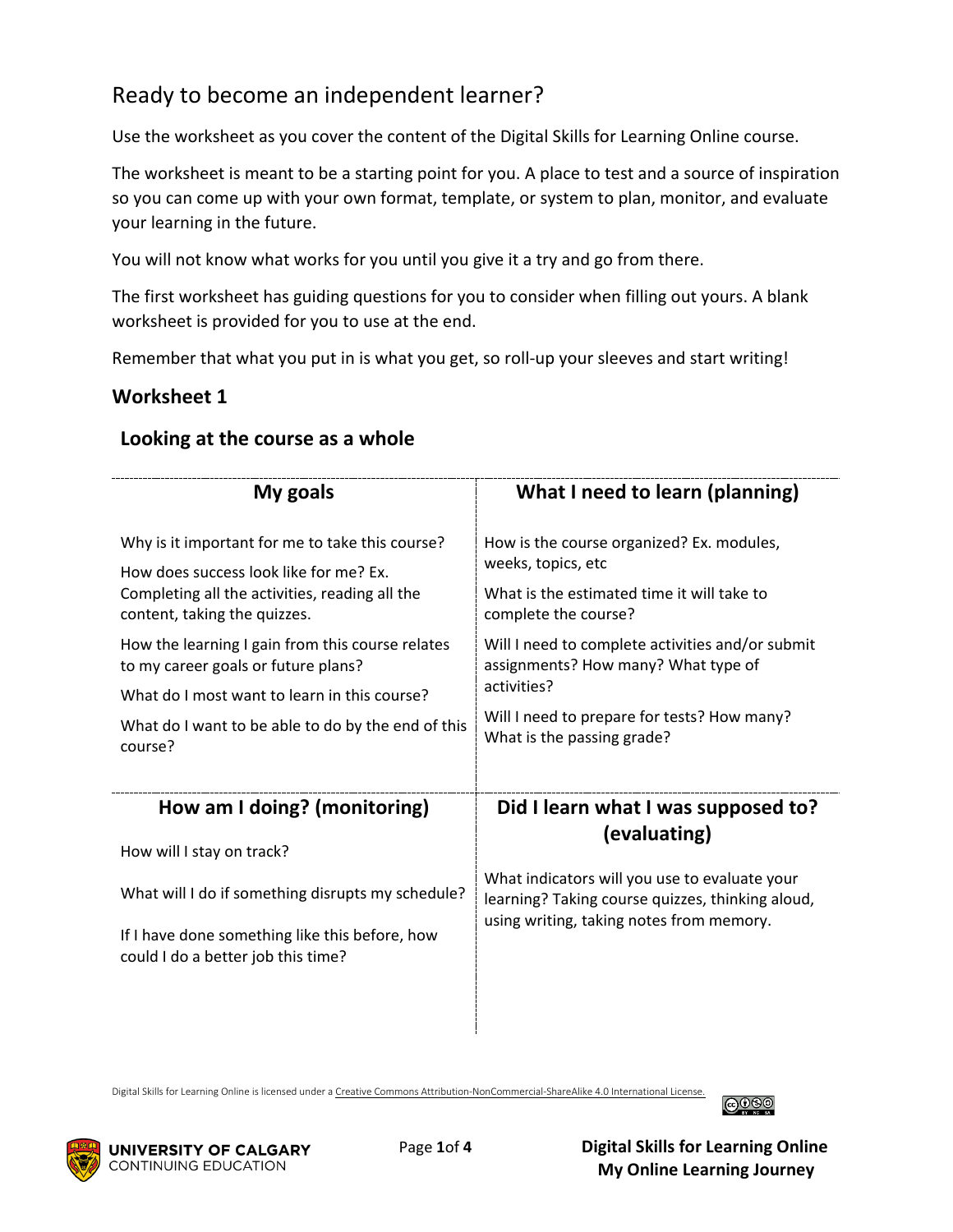# Ready to become an independent learner?

Use the worksheet as you cover the content of the Digital Skills for Learning Online course.

The worksheet is meant to be a starting point for you. A place to test and a source of inspiration so you can come up with your own format, template, or system to plan, monitor, and evaluate your learning in the future.

You will not know what works for you until you give it a try and go from there.

The first worksheet has guiding questions for you to consider when filling out yours. A blank worksheet is provided for you to use at the end.

Remember that what you put in is what you get, so roll-up your sleeves and start writing!

## Worksheet 1

### Looking at the course as a whole

| My goals | What I need to learn (planning) |
| --- | --- |
| Why is it important for me to take this course?<br><br>How does success look like for me? Ex. Completing all the activities, reading all the content, taking the quizzes.<br><br>How the learning I gain from this course relates to my career goals or future plans?<br><br>What do I most want to learn in this course?<br><br>What do I want to be able to do by the end of this course? | How is the course organized? Ex. modules, weeks, topics, etc<br><br>What is the estimated time it will take to complete the course?<br><br>Will I need to complete activities and/or submit assignments? How many? What type of activities?<br><br>Will I need to prepare for tests? How many? What is the passing grade? |
| **How am I doing? (monitoring)** | **Did I learn what I was supposed to? (evaluating)** |
| How will I stay on track?<br><br>What will I do if something disrupts my schedule?<br><br>If I have done something like this before, how could I do a better job this time? | What indicators will you use to evaluate your learning? Taking course quizzes, thinking aloud, using writing, taking notes from memory. |

Digital Skills for Learning Online is licensed under a Creative Commons Attribution-NonCommercial-ShareAlike 4.0 International License.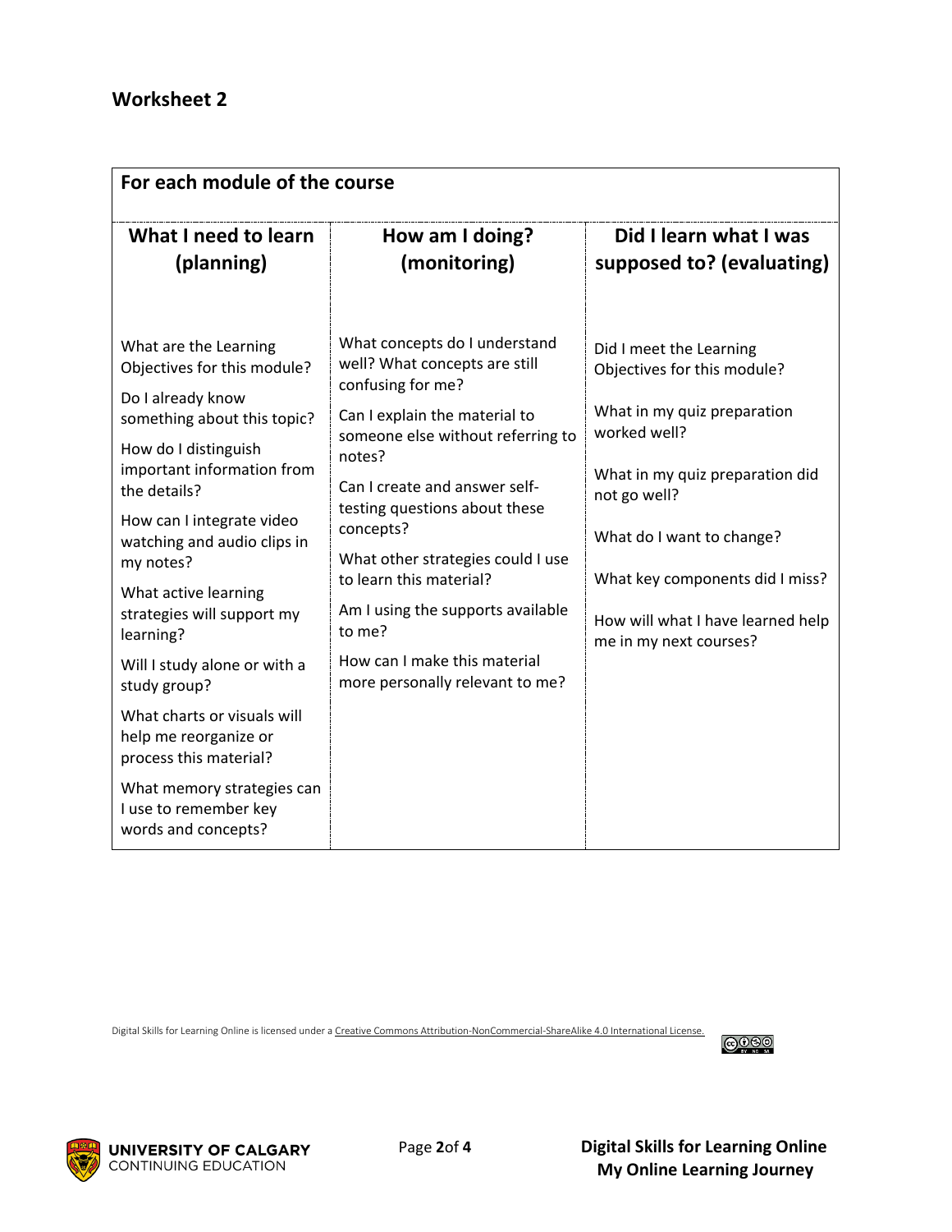## Worksheet 2

| For each module of the course | | |
|---|---|---|
| **What I need to learn (planning)** | **How am I doing? (monitoring)** | **Did I learn what I was supposed to? (evaluating)** |
| What are the Learning Objectives for this module?<br><br>Do I already know something about this topic?<br><br>How do I distinguish important information from the details?<br><br>How can I integrate video watching and audio clips in my notes?<br><br>What active learning strategies will support my learning?<br><br>Will I study alone or with a study group?<br><br>What charts or visuals will help me reorganize or process this material?<br><br>What memory strategies can I use to remember key words and concepts? | What concepts do I understand well? What concepts are still confusing for me?<br><br>Can I explain the material to someone else without referring to notes?<br><br>Can I create and answer self-testing questions about these concepts?<br><br>What other strategies could I use to learn this material?<br><br>Am I using the supports available to me?<br><br>How can I make this material more personally relevant to me? | Did I meet the Learning Objectives for this module?<br><br>What in my quiz preparation worked well?<br><br>What in my quiz preparation did not go well?<br><br>What do I want to change?<br><br>What key components did I miss?<br><br>How will what I have learned help me in my next courses? |

Digital Skills for Learning Online is licensed under a Creative Commons Attribution-NonCommercial-ShareAlike 4.0 International License.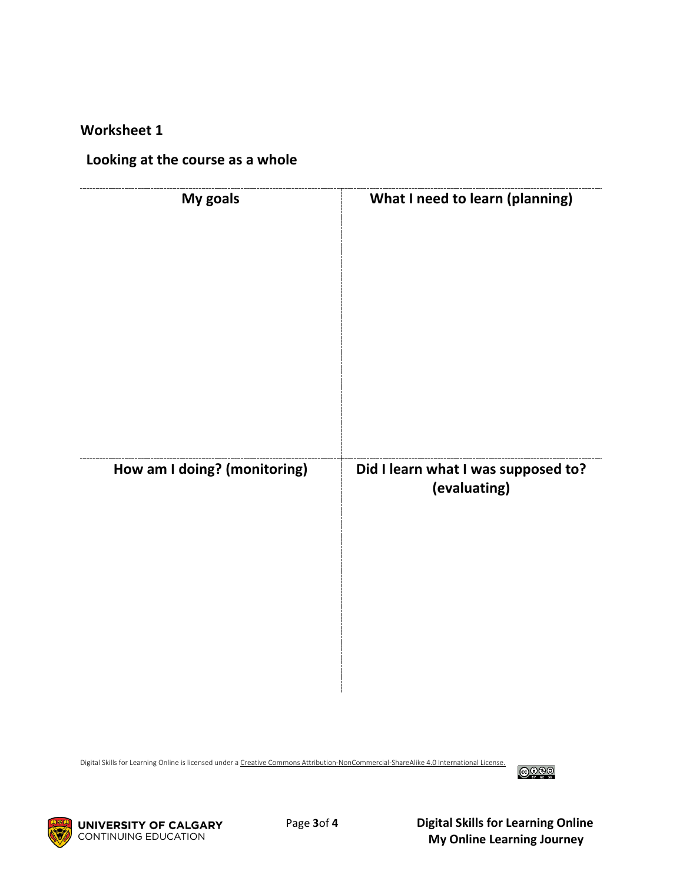**Worksheet 1**

**Looking at the course as a whole**

| My goals | What I need to learn (planning) |
| --- | --- |
| | |
| **How am I doing? (monitoring)** | **Did I learn what I was supposed to? (evaluating)** |
| | |

Digital Skills for Learning Online is licensed under a Creative Commons Attribution-NonCommercial-ShareAlike 4.0 International License.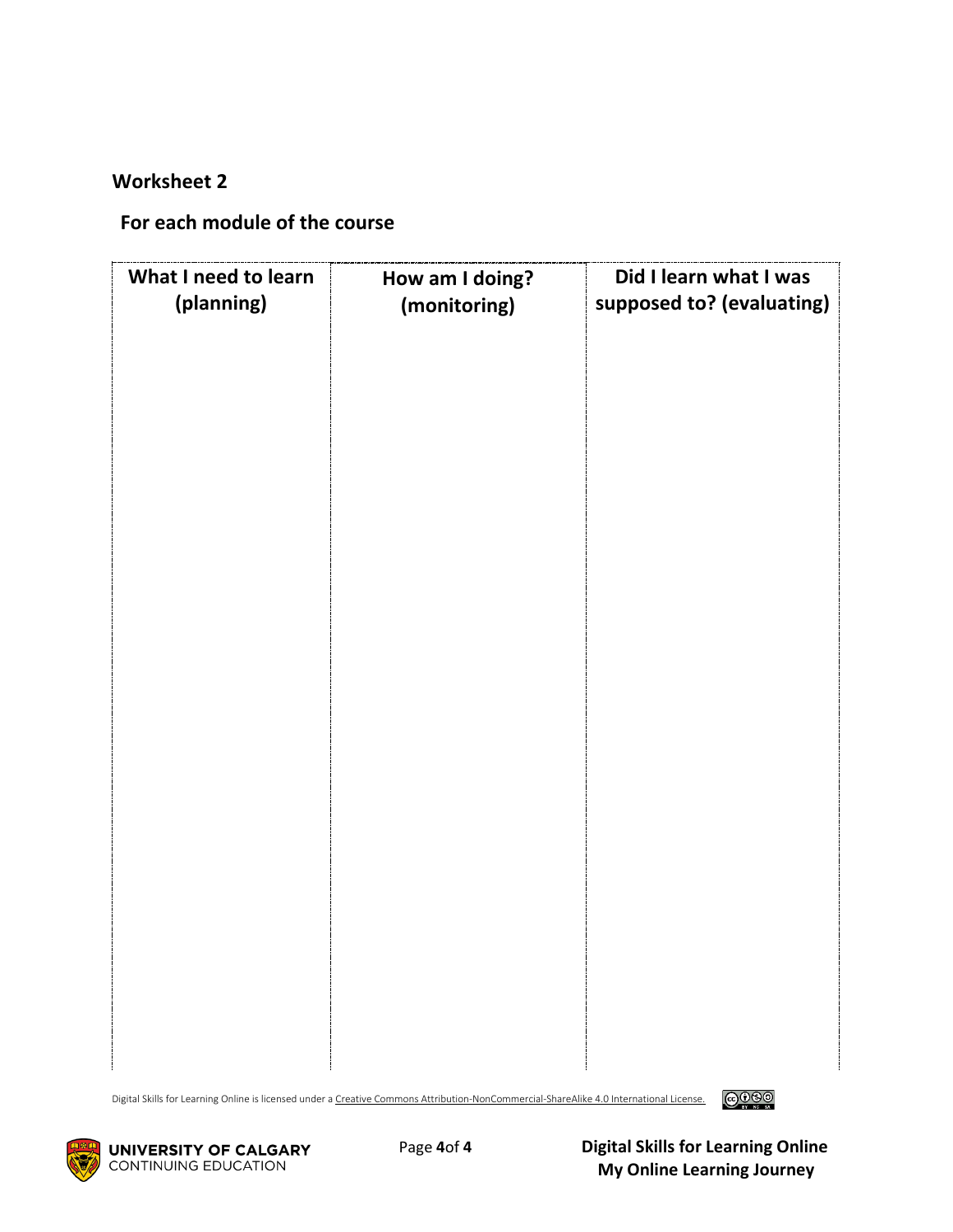## Worksheet 2

### For each module of the course

| What I need to learn (planning) | How am I doing? (monitoring) | Did I learn what I was supposed to? (evaluating) |
| --- | --- | --- |
| | | |

Digital Skills for Learning Online is licensed under a Creative Commons Attribution-NonCommercial-ShareAlike 4.0 International License.